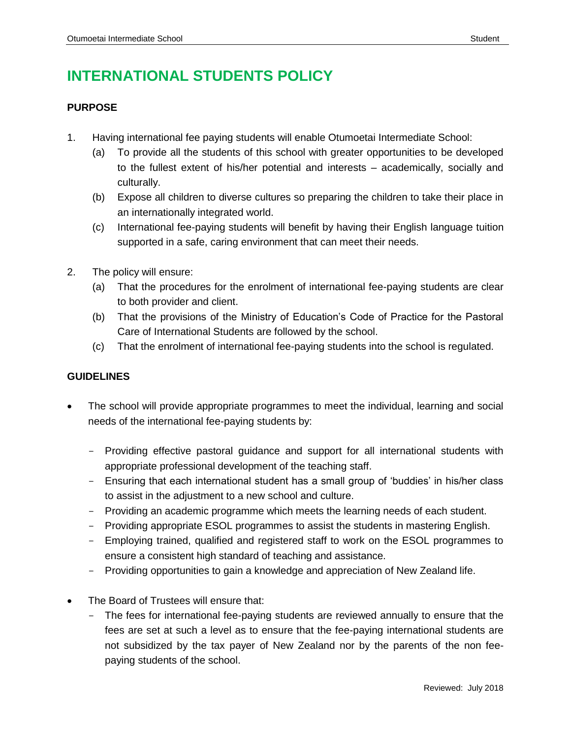# INTERNATIONAL STUDENTS POLICY

## PURPOSE

1. Having international fee paying students will enable Otumoetai Intermediate School:
   (a) To provide all the students of this school with greater opportunities to be developed to the fullest extent of his/her potential and interests – academically, socially and culturally.
   (b) Expose all children to diverse cultures so preparing the children to take their place in an internationally integrated world.
   (c) International fee-paying students will benefit by having their English language tuition supported in a safe, caring environment that can meet their needs.

2. The policy will ensure:
   (a) That the procedures for the enrolment of international fee-paying students are clear to both provider and client.
   (b) That the provisions of the Ministry of Education's Code of Practice for the Pastoral Care of International Students are followed by the school.
   (c) That the enrolment of international fee-paying students into the school is regulated.

## GUIDELINES

- The school will provide appropriate programmes to meet the individual, learning and social needs of the international fee-paying students by:
  - Providing effective pastoral guidance and support for all international students with appropriate professional development of the teaching staff.
  - Ensuring that each international student has a small group of 'buddies' in his/her class to assist in the adjustment to a new school and culture.
  - Providing an academic programme which meets the learning needs of each student.
  - Providing appropriate ESOL programmes to assist the students in mastering English.
  - Employing trained, qualified and registered staff to work on the ESOL programmes to ensure a consistent high standard of teaching and assistance.
  - Providing opportunities to gain a knowledge and appreciation of New Zealand life.

- The Board of Trustees will ensure that:
  - The fees for international fee-paying students are reviewed annually to ensure that the fees are set at such a level as to ensure that the fee-paying international students are not subsidized by the tax payer of New Zealand nor by the parents of the non fee-paying students of the school.

Reviewed: July 2018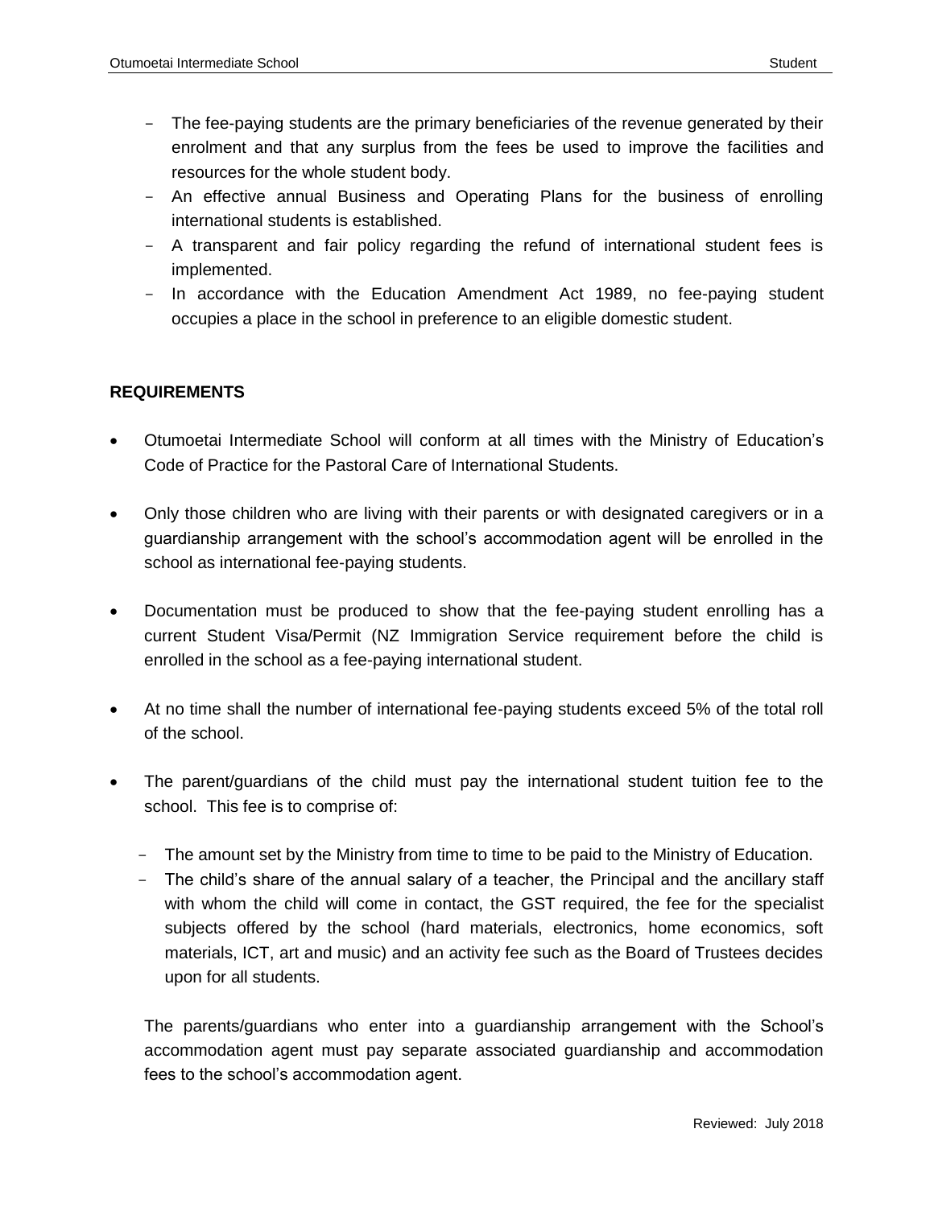- The fee-paying students are the primary beneficiaries of the revenue generated by their enrolment and that any surplus from the fees be used to improve the facilities and resources for the whole student body.
- An effective annual Business and Operating Plans for the business of enrolling international students is established.
- A transparent and fair policy regarding the refund of international student fees is implemented.
- In accordance with the Education Amendment Act 1989, no fee-paying student occupies a place in the school in preference to an eligible domestic student.

**REQUIREMENTS**

- Otumoetai Intermediate School will conform at all times with the Ministry of Education's Code of Practice for the Pastoral Care of International Students.
- Only those children who are living with their parents or with designated caregivers or in a guardianship arrangement with the school's accommodation agent will be enrolled in the school as international fee-paying students.
- Documentation must be produced to show that the fee-paying student enrolling has a current Student Visa/Permit (NZ Immigration Service requirement before the child is enrolled in the school as a fee-paying international student.
- At no time shall the number of international fee-paying students exceed 5% of the total roll of the school.
- The parent/guardians of the child must pay the international student tuition fee to the school. This fee is to comprise of:
  - The amount set by the Ministry from time to time to be paid to the Ministry of Education.
  - The child's share of the annual salary of a teacher, the Principal and the ancillary staff with whom the child will come in contact, the GST required, the fee for the specialist subjects offered by the school (hard materials, electronics, home economics, soft materials, ICT, art and music) and an activity fee such as the Board of Trustees decides upon for all students.

  The parents/guardians who enter into a guardianship arrangement with the School's accommodation agent must pay separate associated guardianship and accommodation fees to the school's accommodation agent.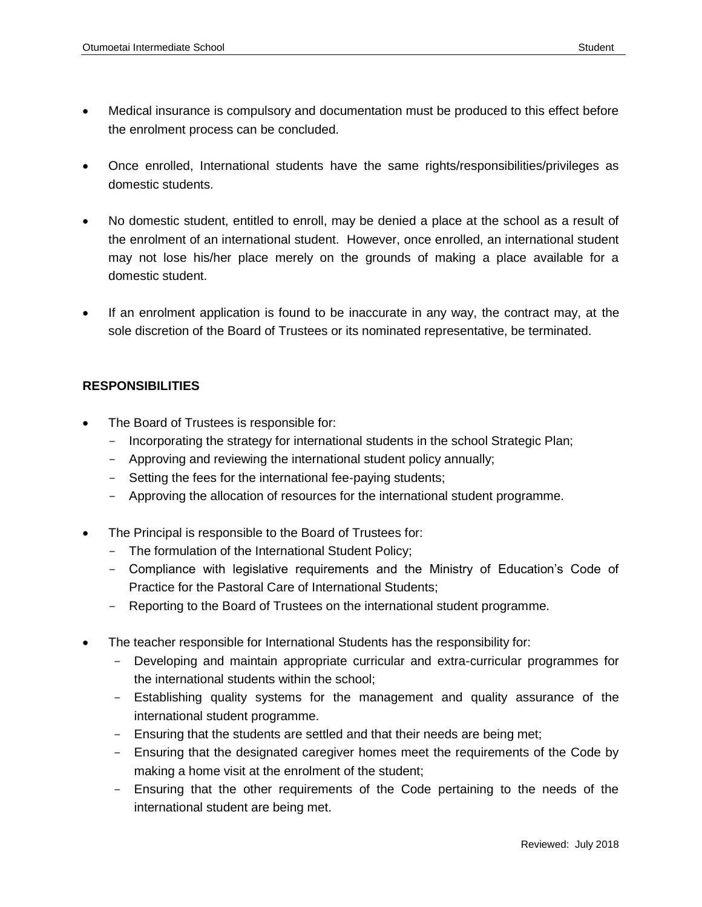- Medical insurance is compulsory and documentation must be produced to this effect before the enrolment process can be concluded.

- Once enrolled, International students have the same rights/responsibilities/privileges as domestic students.

- No domestic student, entitled to enroll, may be denied a place at the school as a result of the enrolment of an international student. However, once enrolled, an international student may not lose his/her place merely on the grounds of making a place available for a domestic student.

- If an enrolment application is found to be inaccurate in any way, the contract may, at the sole discretion of the Board of Trustees or its nominated representative, be terminated.

**RESPONSIBILITIES**

- The Board of Trustees is responsible for:
  - Incorporating the strategy for international students in the school Strategic Plan;
  - Approving and reviewing the international student policy annually;
  - Setting the fees for the international fee-paying students;
  - Approving the allocation of resources for the international student programme.

- The Principal is responsible to the Board of Trustees for:
  - The formulation of the International Student Policy;
  - Compliance with legislative requirements and the Ministry of Education's Code of Practice for the Pastoral Care of International Students;
  - Reporting to the Board of Trustees on the international student programme.

- The teacher responsible for International Students has the responsibility for:
  - Developing and maintain appropriate curricular and extra-curricular programmes for the international students within the school;
  - Establishing quality systems for the management and quality assurance of the international student programme.
  - Ensuring that the students are settled and that their needs are being met;
  - Ensuring that the designated caregiver homes meet the requirements of the Code by making a home visit at the enrolment of the student;
  - Ensuring that the other requirements of the Code pertaining to the needs of the international student are being met.

Reviewed: July 2018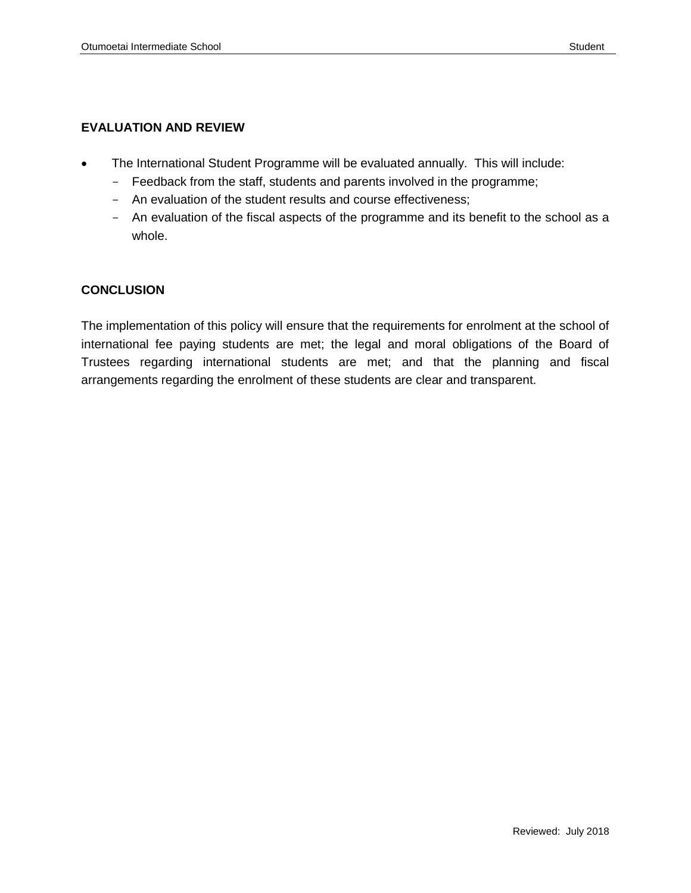## EVALUATION AND REVIEW

- The International Student Programme will be evaluated annually. This will include:
  - Feedback from the staff, students and parents involved in the programme;
  - An evaluation of the student results and course effectiveness;
  - An evaluation of the fiscal aspects of the programme and its benefit to the school as a whole.

## CONCLUSION

The implementation of this policy will ensure that the requirements for enrolment at the school of international fee paying students are met; the legal and moral obligations of the Board of Trustees regarding international students are met; and that the planning and fiscal arrangements regarding the enrolment of these students are clear and transparent.

Reviewed: July 2018